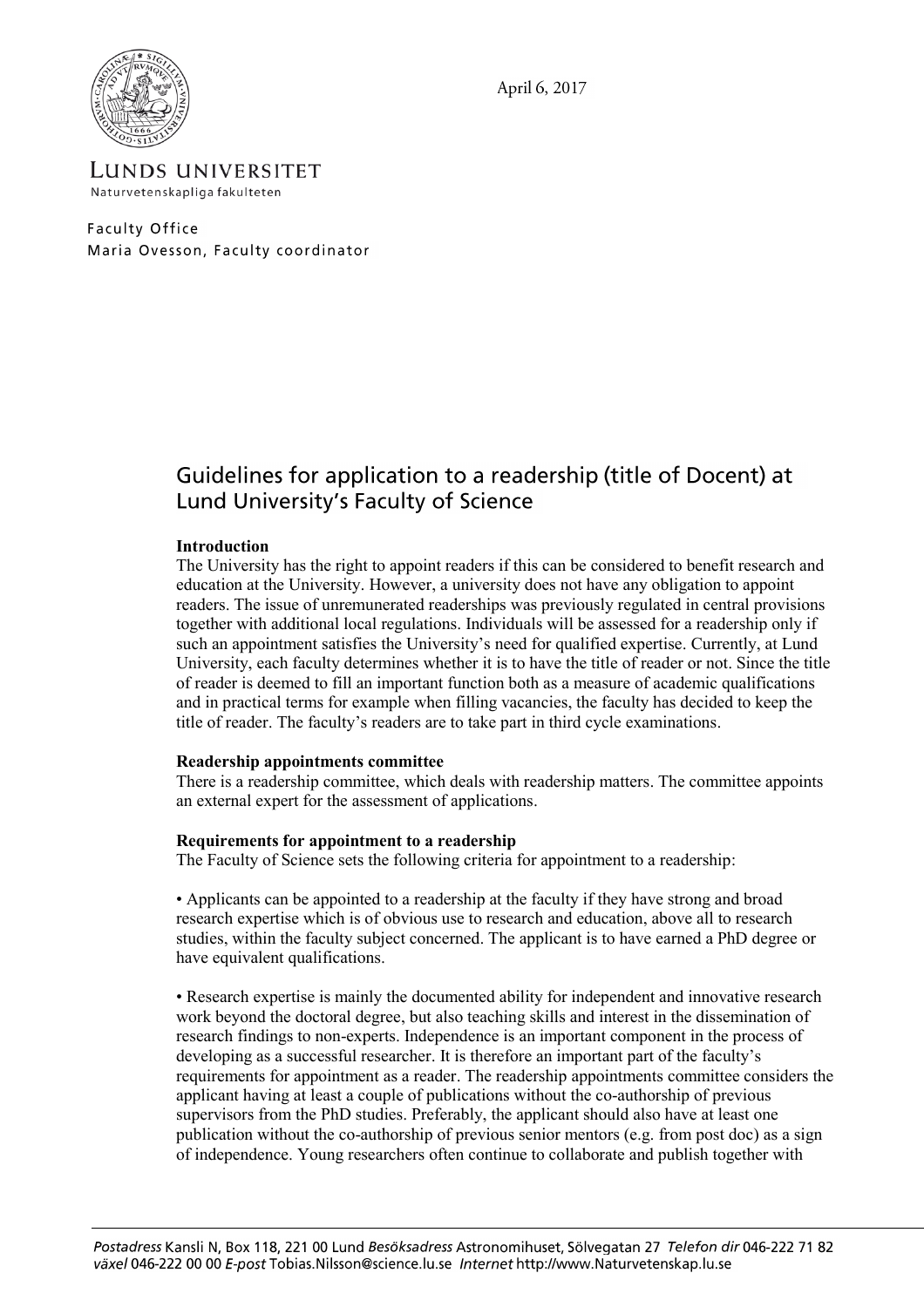April 6, 2017

LUNDS UNIVERSITET
Naturvetenskapliga fakulteten

Faculty Office
Maria Ovesson, Faculty coordinator

# Guidelines for application to a readership (title of Docent) at Lund University's Faculty of Science

**Introduction**
The University has the right to appoint readers if this can be considered to benefit research and education at the University. However, a university does not have any obligation to appoint readers. The issue of unremunerated readerships was previously regulated in central provisions together with additional local regulations. Individuals will be assessed for a readership only if such an appointment satisfies the University's need for qualified expertise. Currently, at Lund University, each faculty determines whether it is to have the title of reader or not. Since the title of reader is deemed to fill an important function both as a measure of academic qualifications and in practical terms for example when filling vacancies, the faculty has decided to keep the title of reader. The faculty's readers are to take part in third cycle examinations.

**Readership appointments committee**
There is a readership committee, which deals with readership matters. The committee appoints an external expert for the assessment of applications.

**Requirements for appointment to a readership**
The Faculty of Science sets the following criteria for appointment to a readership:

• Applicants can be appointed to a readership at the faculty if they have strong and broad research expertise which is of obvious use to research and education, above all to research studies, within the faculty subject concerned. The applicant is to have earned a PhD degree or have equivalent qualifications.

• Research expertise is mainly the documented ability for independent and innovative research work beyond the doctoral degree, but also teaching skills and interest in the dissemination of research findings to non-experts. Independence is an important component in the process of developing as a successful researcher. It is therefore an important part of the faculty's requirements for appointment as a reader. The readership appointments committee considers the applicant having at least a couple of publications without the co-authorship of previous supervisors from the PhD studies. Preferably, the applicant should also have at least one publication without the co-authorship of previous senior mentors (e.g. from post doc) as a sign of independence. Young researchers often continue to collaborate and publish together with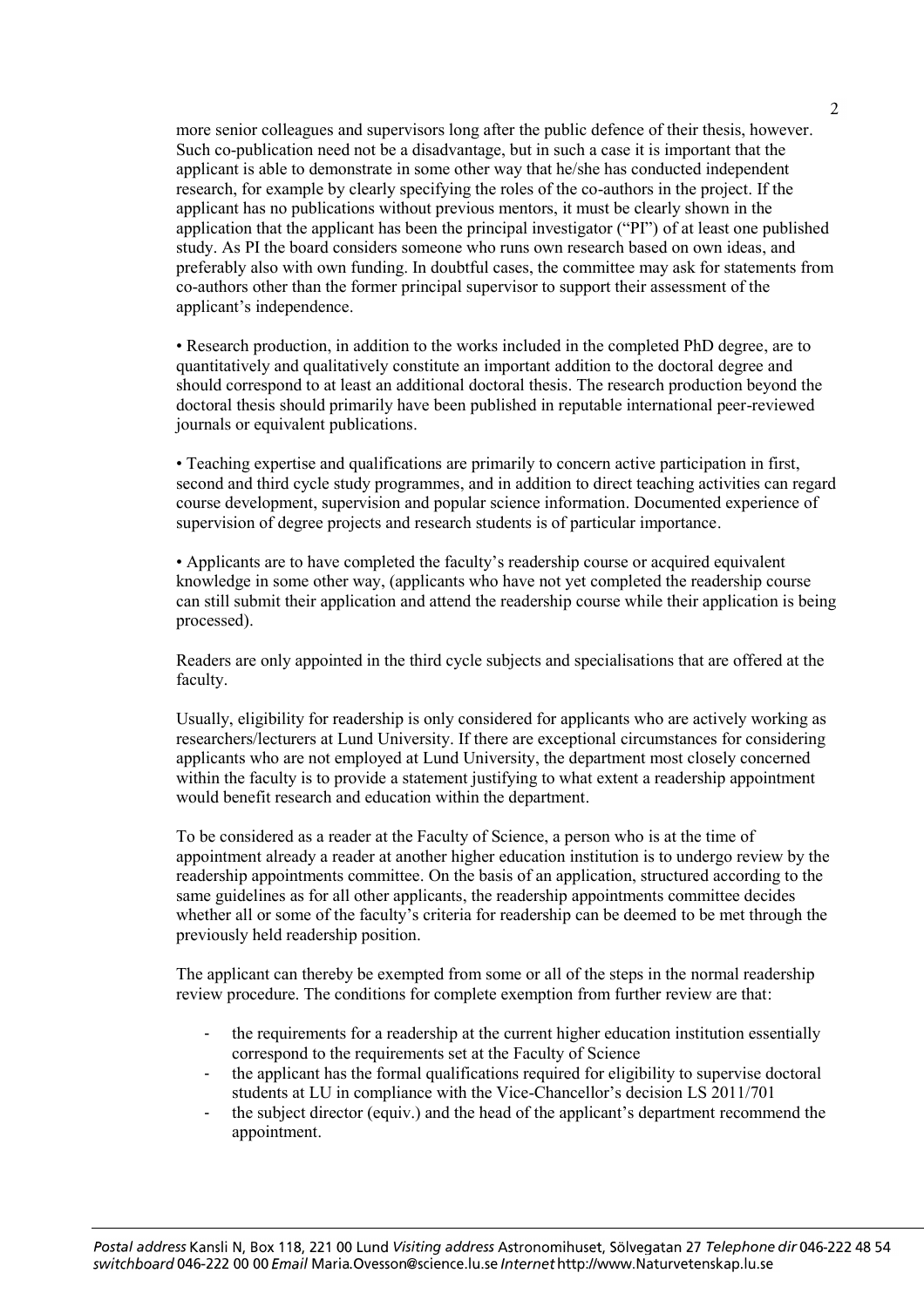more senior colleagues and supervisors long after the public defence of their thesis, however. Such co-publication need not be a disadvantage, but in such a case it is important that the applicant is able to demonstrate in some other way that he/she has conducted independent research, for example by clearly specifying the roles of the co-authors in the project. If the applicant has no publications without previous mentors, it must be clearly shown in the application that the applicant has been the principal investigator ("PI") of at least one published study. As PI the board considers someone who runs own research based on own ideas, and preferably also with own funding. In doubtful cases, the committee may ask for statements from co-authors other than the former principal supervisor to support their assessment of the applicant's independence.

• Research production, in addition to the works included in the completed PhD degree, are to quantitatively and qualitatively constitute an important addition to the doctoral degree and should correspond to at least an additional doctoral thesis. The research production beyond the doctoral thesis should primarily have been published in reputable international peer-reviewed journals or equivalent publications.

• Teaching expertise and qualifications are primarily to concern active participation in first, second and third cycle study programmes, and in addition to direct teaching activities can regard course development, supervision and popular science information. Documented experience of supervision of degree projects and research students is of particular importance.

• Applicants are to have completed the faculty's readership course or acquired equivalent knowledge in some other way, (applicants who have not yet completed the readership course can still submit their application and attend the readership course while their application is being processed).

Readers are only appointed in the third cycle subjects and specialisations that are offered at the faculty.

Usually, eligibility for readership is only considered for applicants who are actively working as researchers/lecturers at Lund University. If there are exceptional circumstances for considering applicants who are not employed at Lund University, the department most closely concerned within the faculty is to provide a statement justifying to what extent a readership appointment would benefit research and education within the department.

To be considered as a reader at the Faculty of Science, a person who is at the time of appointment already a reader at another higher education institution is to undergo review by the readership appointments committee. On the basis of an application, structured according to the same guidelines as for all other applicants, the readership appointments committee decides whether all or some of the faculty's criteria for readership can be deemed to be met through the previously held readership position.

The applicant can thereby be exempted from some or all of the steps in the normal readership review procedure. The conditions for complete exemption from further review are that:

- the requirements for a readership at the current higher education institution essentially correspond to the requirements set at the Faculty of Science
- the applicant has the formal qualifications required for eligibility to supervise doctoral students at LU in compliance with the Vice-Chancellor's decision LS 2011/701
- the subject director (equiv.) and the head of the applicant's department recommend the appointment.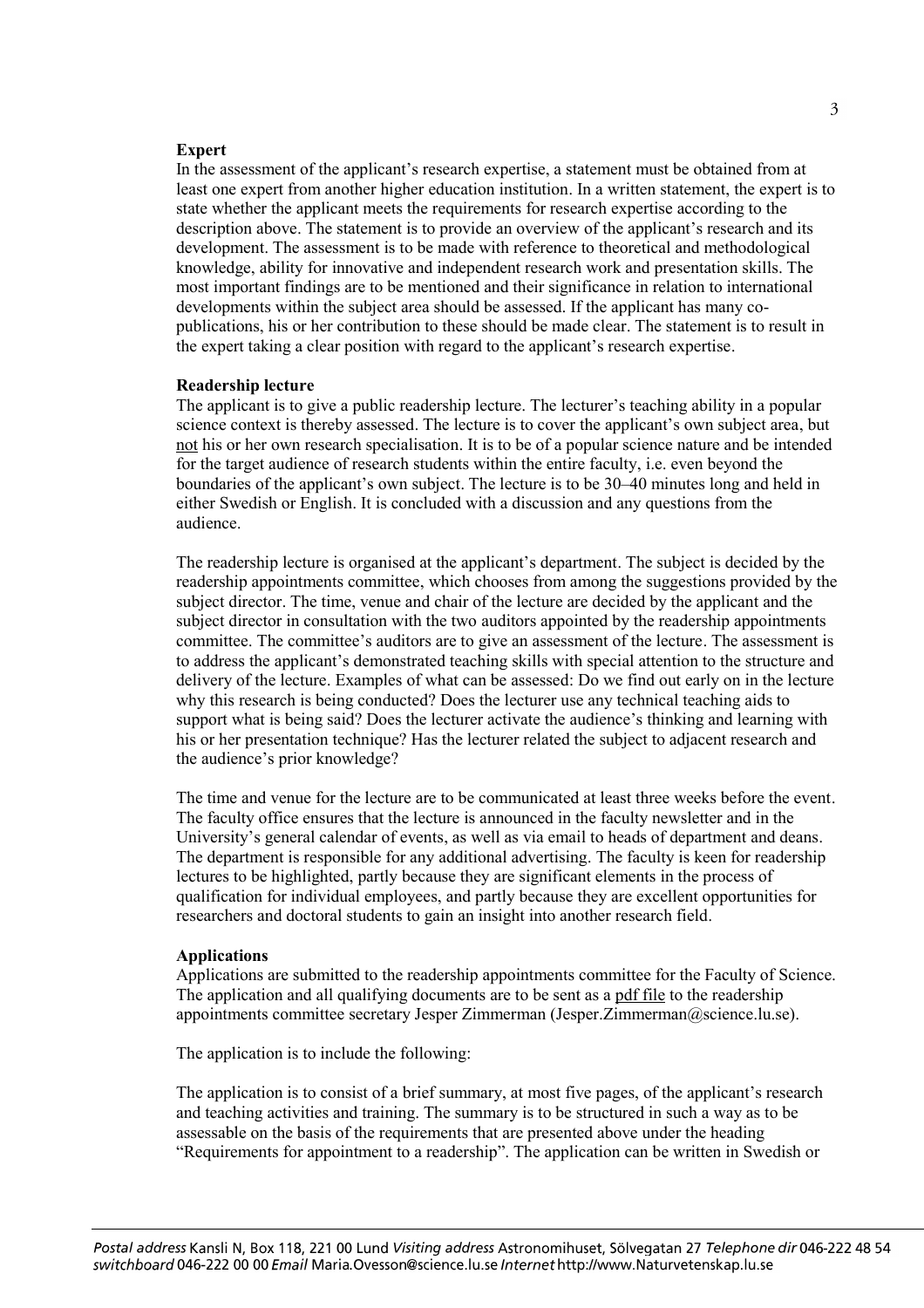**Expert**

In the assessment of the applicant's research expertise, a statement must be obtained from at least one expert from another higher education institution. In a written statement, the expert is to state whether the applicant meets the requirements for research expertise according to the description above. The statement is to provide an overview of the applicant's research and its development. The assessment is to be made with reference to theoretical and methodological knowledge, ability for innovative and independent research work and presentation skills. The most important findings are to be mentioned and their significance in relation to international developments within the subject area should be assessed. If the applicant has many co-publications, his or her contribution to these should be made clear. The statement is to result in the expert taking a clear position with regard to the applicant's research expertise.

**Readership lecture**

The applicant is to give a public readership lecture. The lecturer's teaching ability in a popular science context is thereby assessed. The lecture is to cover the applicant's own subject area, but <u>not</u> his or her own research specialisation. It is to be of a popular science nature and be intended for the target audience of research students within the entire faculty, i.e. even beyond the boundaries of the applicant's own subject. The lecture is to be 30–40 minutes long and held in either Swedish or English. It is concluded with a discussion and any questions from the audience.

The readership lecture is organised at the applicant's department. The subject is decided by the readership appointments committee, which chooses from among the suggestions provided by the subject director. The time, venue and chair of the lecture are decided by the applicant and the subject director in consultation with the two auditors appointed by the readership appointments committee. The committee's auditors are to give an assessment of the lecture. The assessment is to address the applicant's demonstrated teaching skills with special attention to the structure and delivery of the lecture. Examples of what can be assessed: Do we find out early on in the lecture why this research is being conducted? Does the lecturer use any technical teaching aids to support what is being said? Does the lecturer activate the audience's thinking and learning with his or her presentation technique? Has the lecturer related the subject to adjacent research and the audience's prior knowledge?

The time and venue for the lecture are to be communicated at least three weeks before the event. The faculty office ensures that the lecture is announced in the faculty newsletter and in the University's general calendar of events, as well as via email to heads of department and deans. The department is responsible for any additional advertising. The faculty is keen for readership lectures to be highlighted, partly because they are significant elements in the process of qualification for individual employees, and partly because they are excellent opportunities for researchers and doctoral students to gain an insight into another research field.

**Applications**

Applications are submitted to the readership appointments committee for the Faculty of Science. The application and all qualifying documents are to be sent as a <u>pdf file</u> to the readership appointments committee secretary Jesper Zimmerman (Jesper.Zimmerman@science.lu.se).

The application is to include the following:

The application is to consist of a brief summary, at most five pages, of the applicant's research and teaching activities and training. The summary is to be structured in such a way as to be assessable on the basis of the requirements that are presented above under the heading "Requirements for appointment to a readership". The application can be written in Swedish or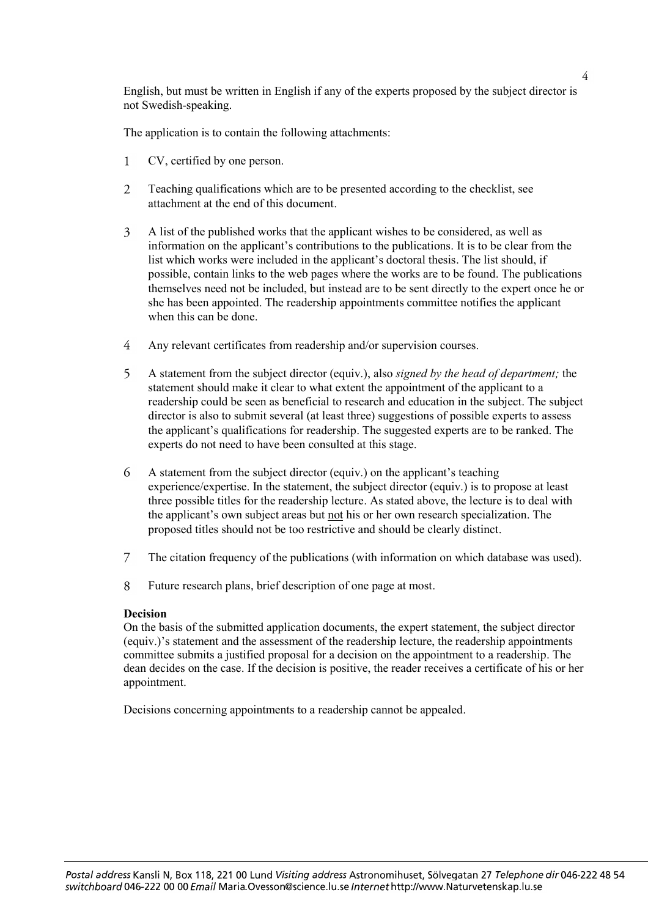English, but must be written in English if any of the experts proposed by the subject director is not Swedish-speaking.

The application is to contain the following attachments:

1. CV, certified by one person.

2. Teaching qualifications which are to be presented according to the checklist, see attachment at the end of this document.

3. A list of the published works that the applicant wishes to be considered, as well as information on the applicant's contributions to the publications. It is to be clear from the list which works were included in the applicant's doctoral thesis. The list should, if possible, contain links to the web pages where the works are to be found. The publications themselves need not be included, but instead are to be sent directly to the expert once he or she has been appointed. The readership appointments committee notifies the applicant when this can be done.

4. Any relevant certificates from readership and/or supervision courses.

5. A statement from the subject director (equiv.), also *signed by the head of department;* the statement should make it clear to what extent the appointment of the applicant to a readership could be seen as beneficial to research and education in the subject. The subject director is also to submit several (at least three) suggestions of possible experts to assess the applicant's qualifications for readership. The suggested experts are to be ranked. The experts do not need to have been consulted at this stage.

6. A statement from the subject director (equiv.) on the applicant's teaching experience/expertise. In the statement, the subject director (equiv.) is to propose at least three possible titles for the readership lecture. As stated above, the lecture is to deal with the applicant's own subject areas but <u>not</u> his or her own research specialization. The proposed titles should not be too restrictive and should be clearly distinct.

7. The citation frequency of the publications (with information on which database was used).

8. Future research plans, brief description of one page at most.

**Decision**

On the basis of the submitted application documents, the expert statement, the subject director (equiv.)'s statement and the assessment of the readership lecture, the readership appointments committee submits a justified proposal for a decision on the appointment to a readership. The dean decides on the case. If the decision is positive, the reader receives a certificate of his or her appointment.

Decisions concerning appointments to a readership cannot be appealed.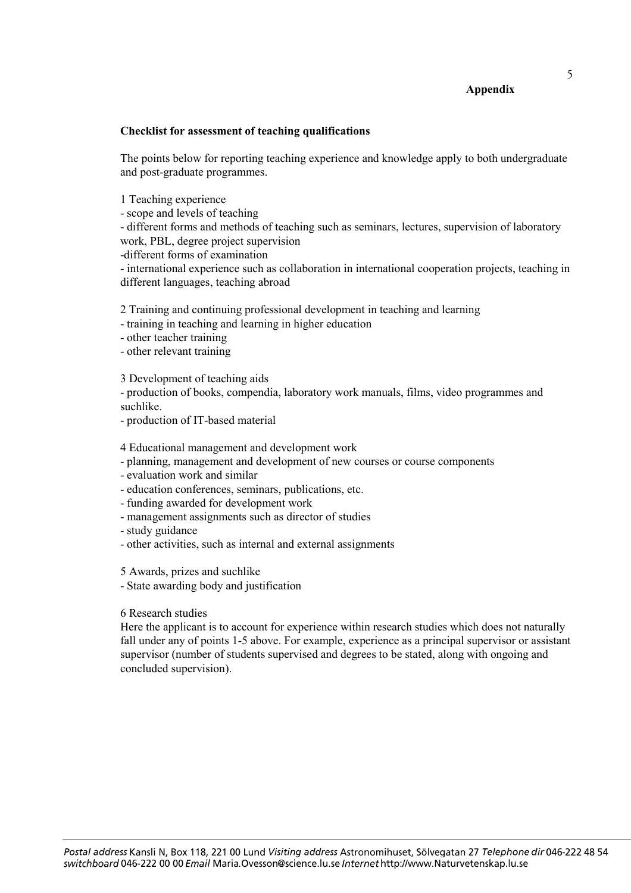**Appendix**

**Checklist for assessment of teaching qualifications**

The points below for reporting teaching experience and knowledge apply to both undergraduate and post-graduate programmes.

1 Teaching experience
- scope and levels of teaching
- different forms and methods of teaching such as seminars, lectures, supervision of laboratory work, PBL, degree project supervision
- different forms of examination
- international experience such as collaboration in international cooperation projects, teaching in different languages, teaching abroad

2 Training and continuing professional development in teaching and learning
- training in teaching and learning in higher education
- other teacher training
- other relevant training

3 Development of teaching aids
- production of books, compendia, laboratory work manuals, films, video programmes and suchlike.
- production of IT-based material

4 Educational management and development work
- planning, management and development of new courses or course components
- evaluation work and similar
- education conferences, seminars, publications, etc.
- funding awarded for development work
- management assignments such as director of studies
- study guidance
- other activities, such as internal and external assignments

5 Awards, prizes and suchlike
- State awarding body and justification

6 Research studies
Here the applicant is to account for experience within research studies which does not naturally fall under any of points 1-5 above. For example, experience as a principal supervisor or assistant supervisor (number of students supervised and degrees to be stated, along with ongoing and concluded supervision).